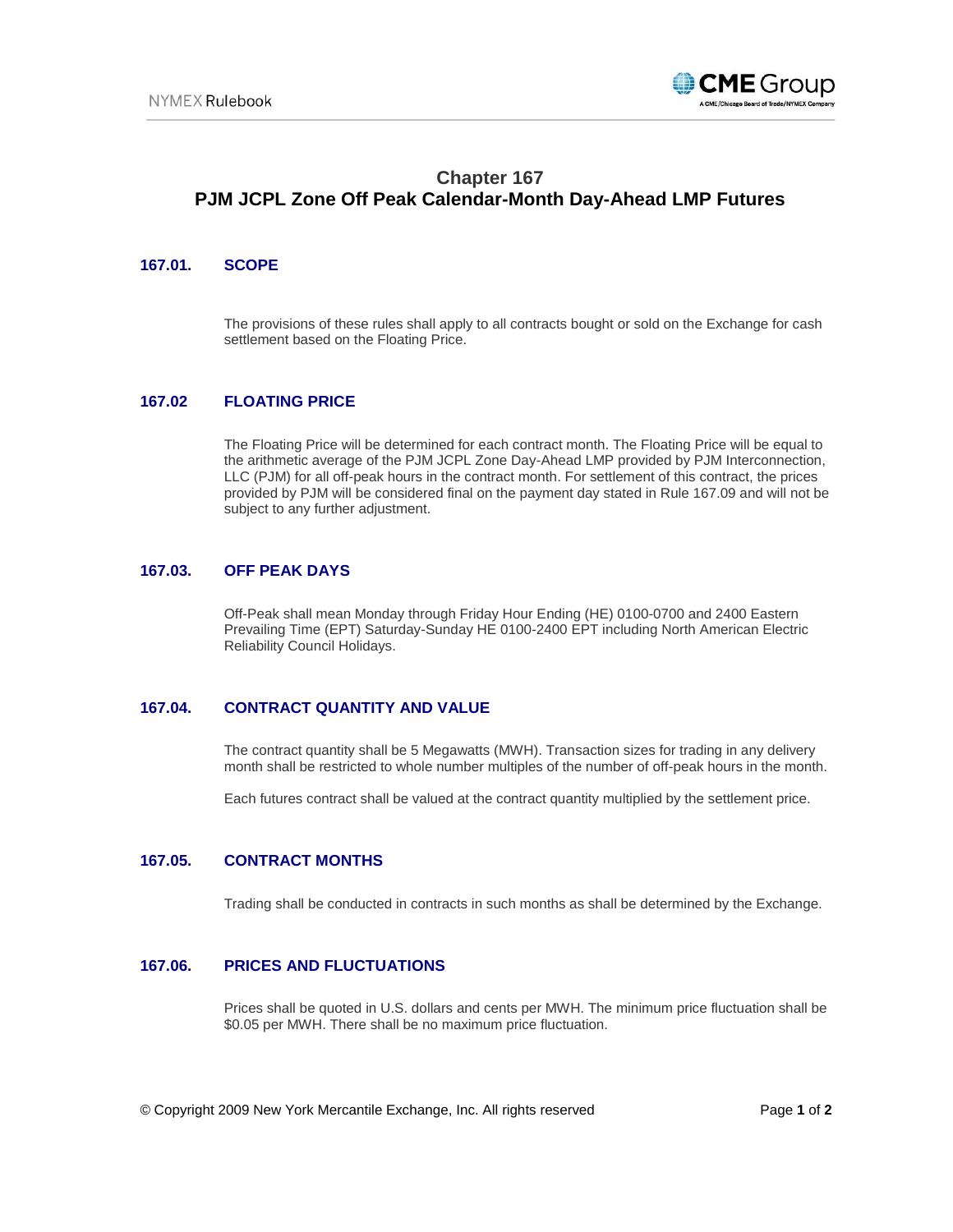# Chapter 167
# PJM JCPL Zone Off Peak Calendar-Month Day-Ahead LMP Futures

## 167.01. SCOPE

The provisions of these rules shall apply to all contracts bought or sold on the Exchange for cash settlement based on the Floating Price.

## 167.02 FLOATING PRICE

The Floating Price will be determined for each contract month. The Floating Price will be equal to the arithmetic average of the PJM JCPL Zone Day-Ahead LMP provided by PJM Interconnection, LLC (PJM) for all off-peak hours in the contract month. For settlement of this contract, the prices provided by PJM will be considered final on the payment day stated in Rule 167.09 and will not be subject to any further adjustment.

## 167.03. OFF PEAK DAYS

Off-Peak shall mean Monday through Friday Hour Ending (HE) 0100-0700 and 2400 Eastern Prevailing Time (EPT) Saturday-Sunday HE 0100-2400 EPT including North American Electric Reliability Council Holidays.

## 167.04. CONTRACT QUANTITY AND VALUE

The contract quantity shall be 5 Megawatts (MWH). Transaction sizes for trading in any delivery month shall be restricted to whole number multiples of the number of off-peak hours in the month.

Each futures contract shall be valued at the contract quantity multiplied by the settlement price.

## 167.05. CONTRACT MONTHS

Trading shall be conducted in contracts in such months as shall be determined by the Exchange.

## 167.06. PRICES AND FLUCTUATIONS

Prices shall be quoted in U.S. dollars and cents per MWH. The minimum price fluctuation shall be $0.05 per MWH. There shall be no maximum price fluctuation.

© Copyright 2009 New York Mercantile Exchange, Inc. All rights reserved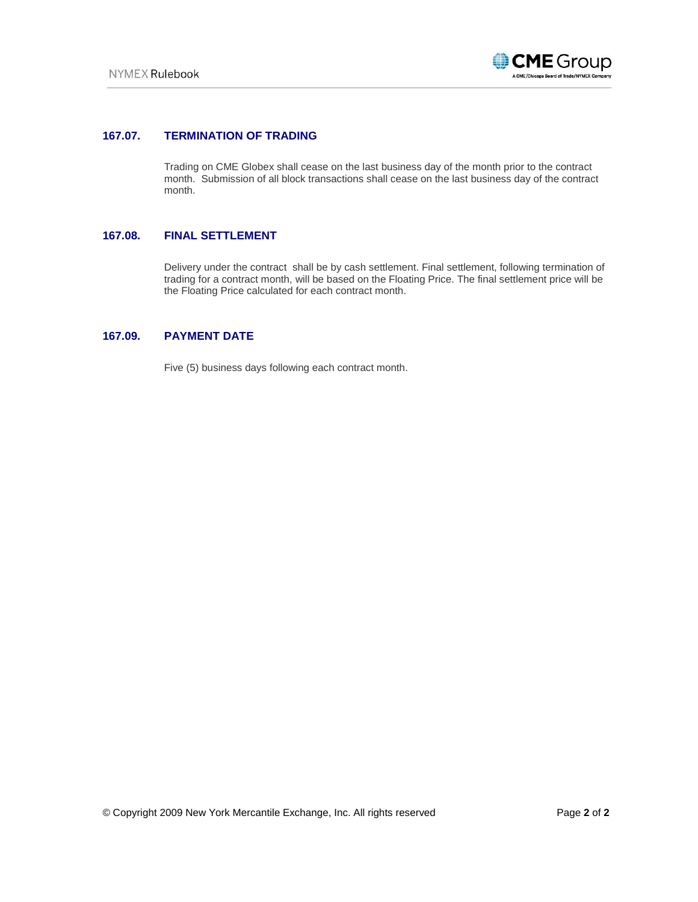## 167.07. TERMINATION OF TRADING

Trading on CME Globex shall cease on the last business day of the month prior to the contract month. Submission of all block transactions shall cease on the last business day of the contract month.

## 167.08. FINAL SETTLEMENT

Delivery under the contract shall be by cash settlement. Final settlement, following termination of trading for a contract month, will be based on the Floating Price. The final settlement price will be the Floating Price calculated for each contract month.

## 167.09. PAYMENT DATE

Five (5) business days following each contract month.